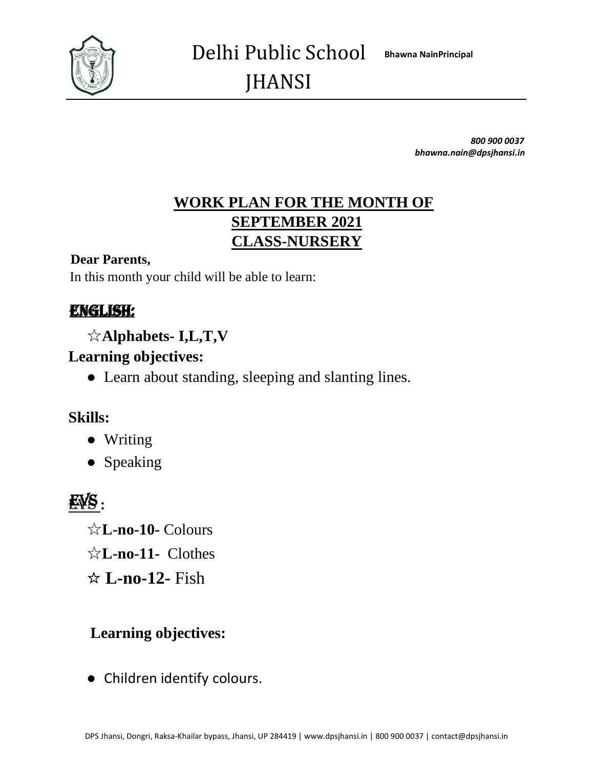# Delhi Public School JHANSI

**Bhawna Nain Principal**

***800 900 0037***
***bhawna.nain@dpsjhansi.in***

## WORK PLAN FOR THE MONTH OF SEPTEMBER 2021
## CLASS-NURSERY

**Dear Parents,**

In this month your child will be able to learn:

### ENGLISH:

☆**Alphabets- I,L,T,V**

**Learning objectives:**

- Learn about standing, sleeping and slanting lines.

**Skills:**

- Writing
- Speaking

### EVS :

☆**L-no-10-** Colours

☆**L-no-11-** Clothes

☆ **L-no-12-** Fish

**Learning objectives:**

- Children identify colours.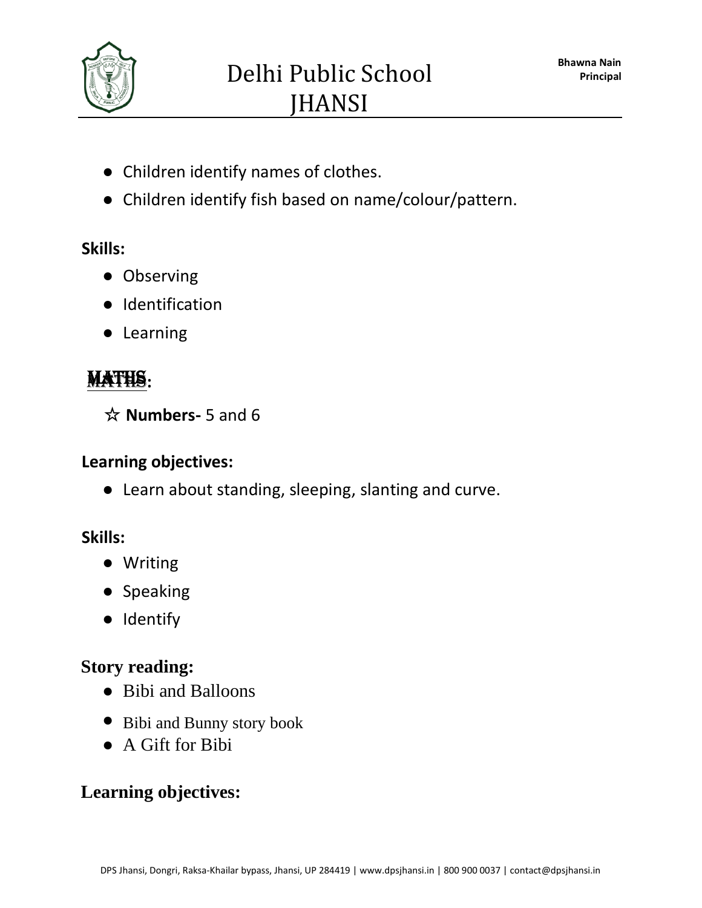- Children identify names of clothes.
- Children identify fish based on name/colour/pattern.

**Skills:**

- Observing
- Identification
- Learning

## MATHS:

☆ **Numbers-** 5 and 6

**Learning objectives:**

- Learn about standing, sleeping, slanting and curve.

**Skills:**

- Writing
- Speaking
- Identify

**Story reading:**

- Bibi and Balloons
- Bibi and Bunny story book
- A Gift for Bibi

**Learning objectives:**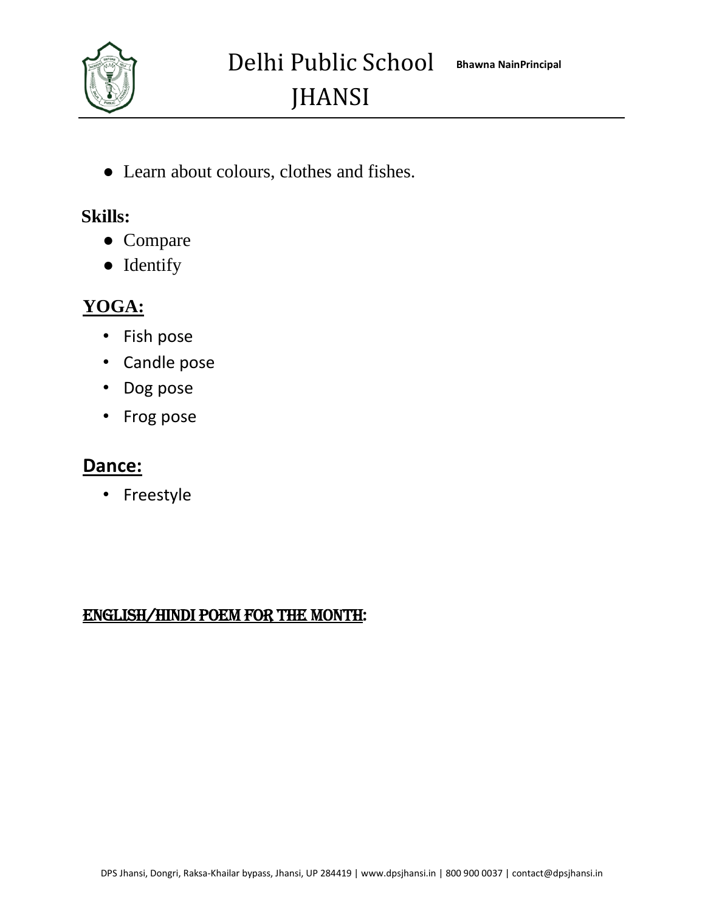- Learn about colours, clothes and fishes.

**Skills:**

- Compare
- Identify

## YOGA:

- Fish pose
- Candle pose
- Dog pose
- Frog pose

## Dance:

- Freestyle

## ENGLISH/HINDI POEM FOR THE MONTH: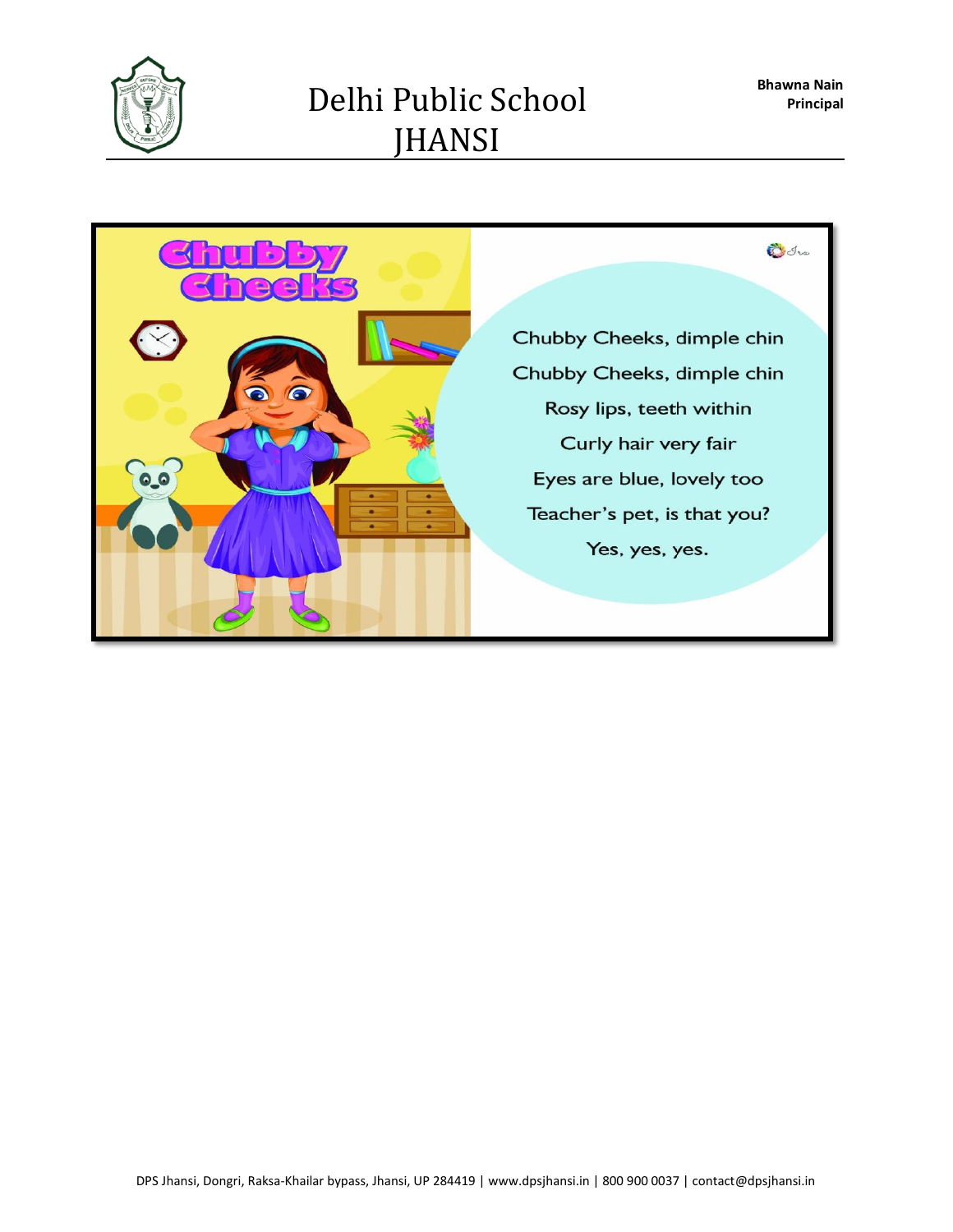# Chubby Cheeks

Chubby Cheeks, dimple chin

Chubby Cheeks, dimple chin

Rosy lips, teeth within

Curly hair very fair

Eyes are blue, lovely too

Teacher's pet, is that you?

Yes, yes, yes.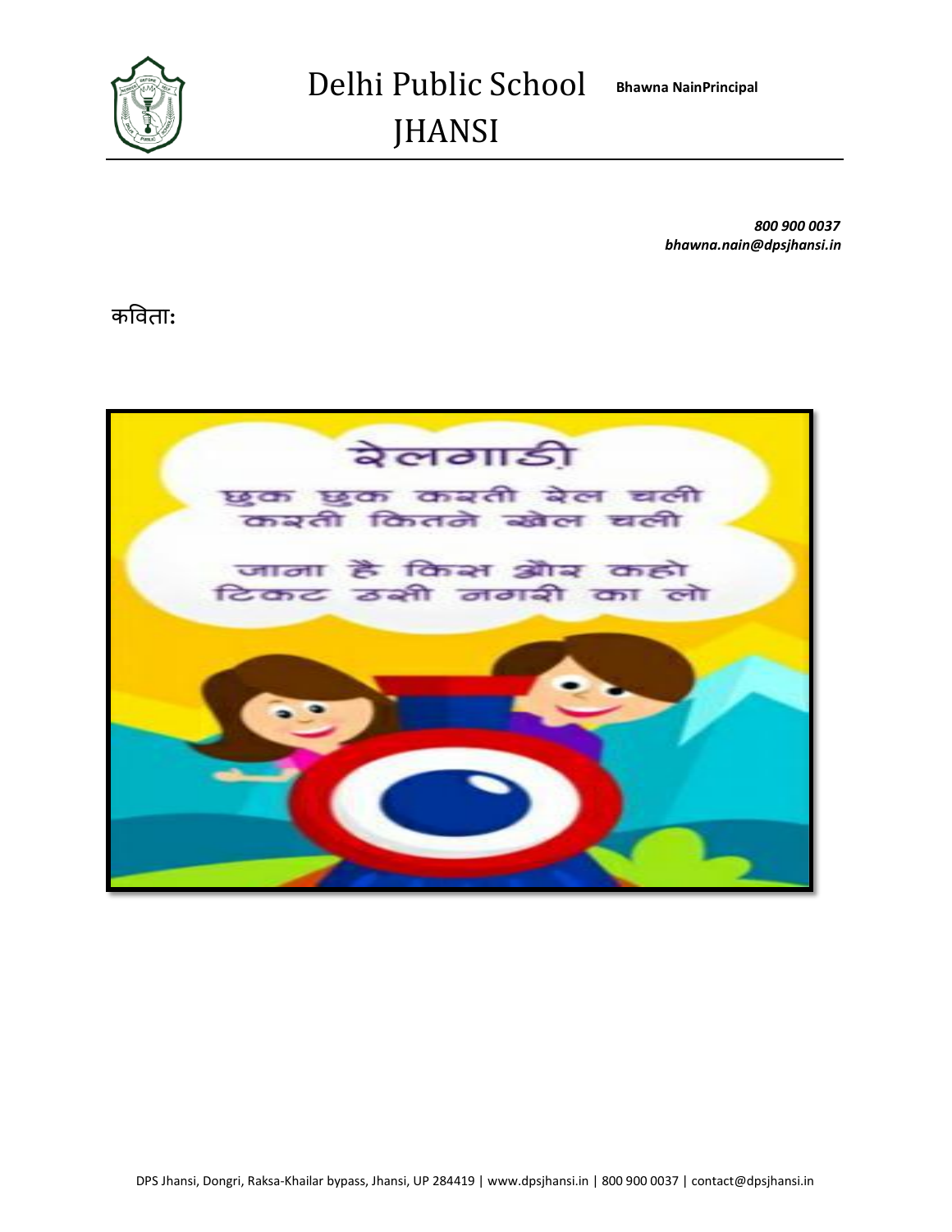कविता:

## रेलगाडी

छुक छुक करती रेल चली
करती कितने खेल चली

जाना है किस ओर कहो
टिकट उसी नगरी का लो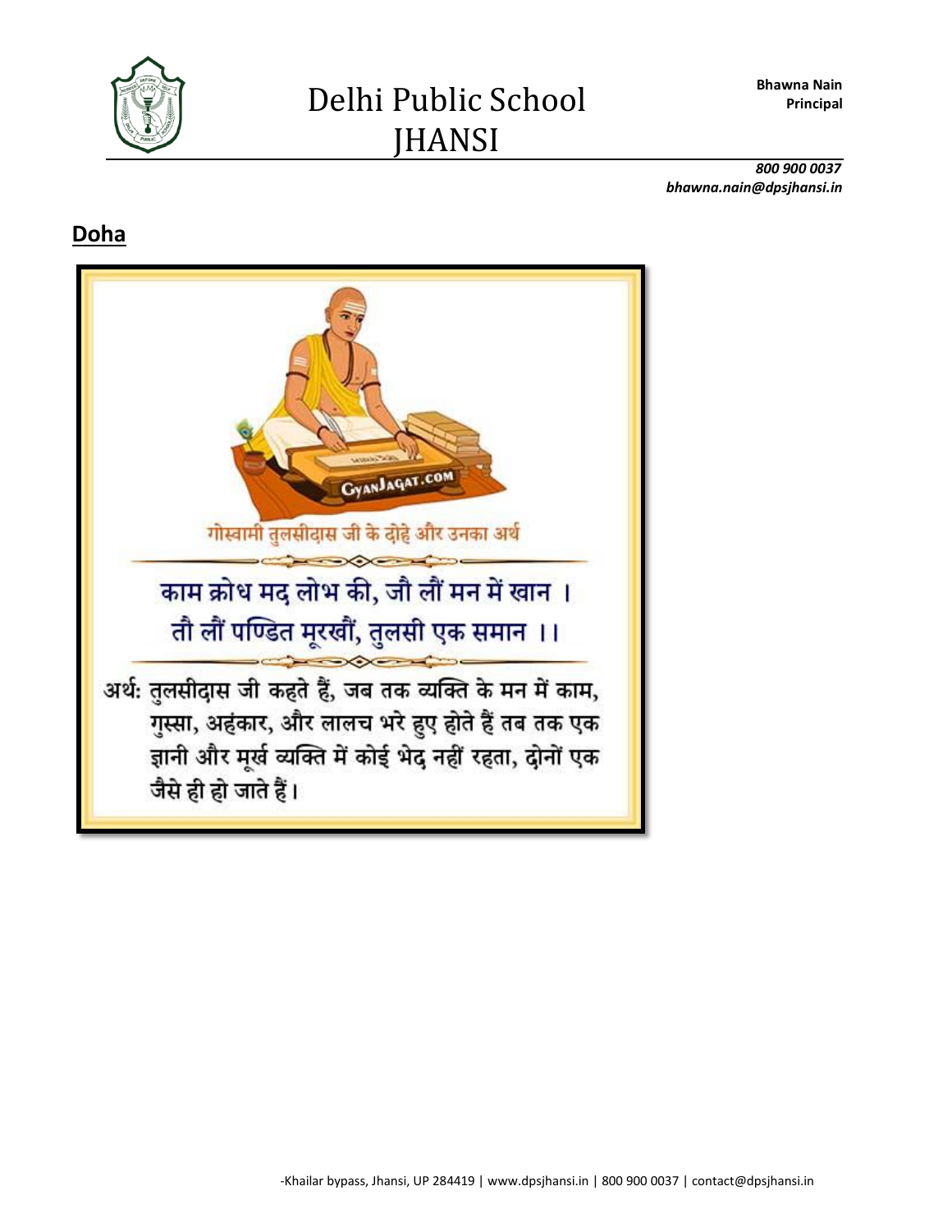## Doha

गोस्वामी तुलसीदास जी के दोहे और उनका अर्थ

काम क्रोध मद लोभ की, जौ लौं मन में खान ।
तौ लौं पण्डित मूरखौं, तुलसी एक समान ।।

अर्थः तुलसीदास जी कहते हैं, जब तक व्यक्ति के मन में काम, गुस्सा, अहंकार, और लालच भरे हुए होते हैं तब तक एक ज्ञानी और मूर्ख व्यक्ति में कोई भेद नहीं रहता, दोनों एक जैसे ही हो जाते हैं।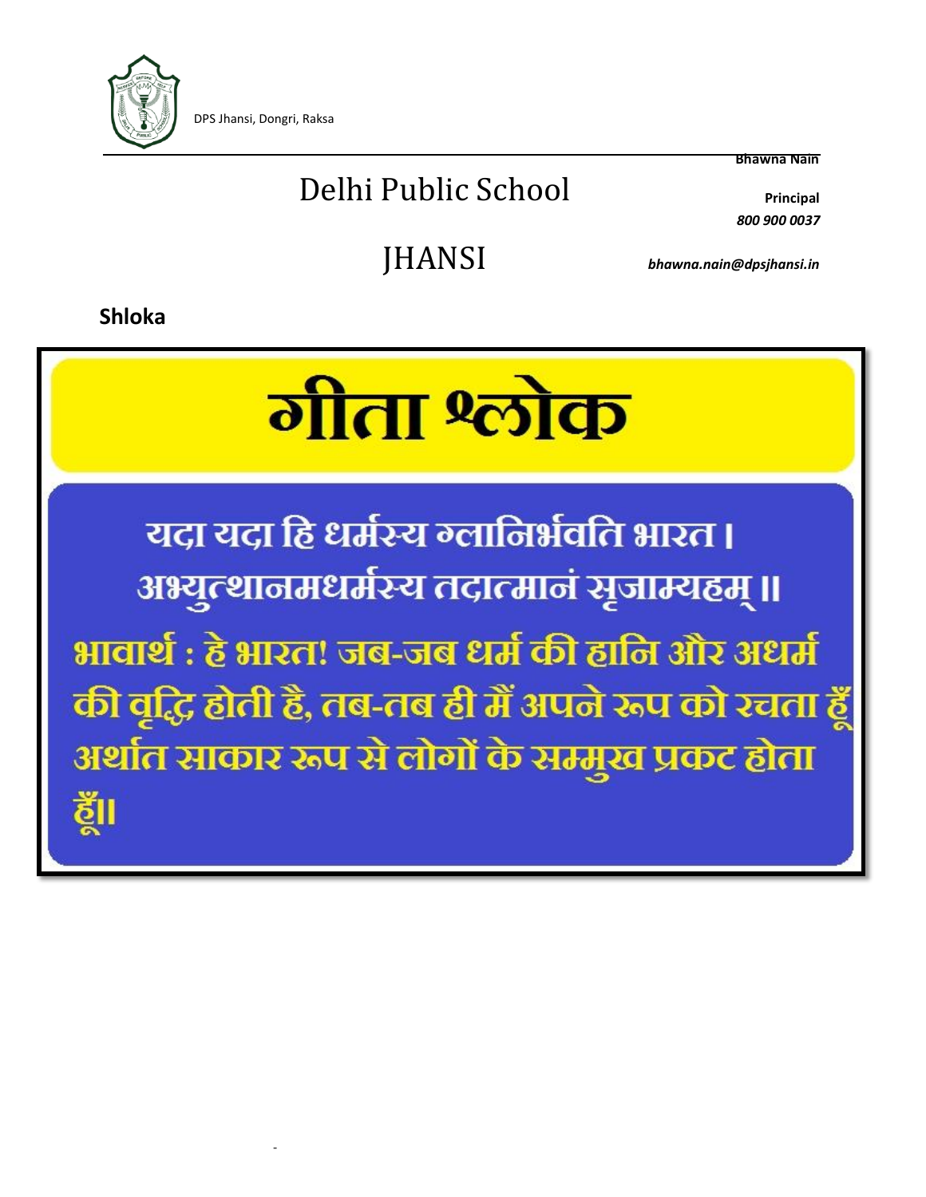DPS Jhansi, Dongri, Raksa

**Bhawna Nain**

# Delhi Public School

**Principal**

*800 900 0037*

# JHANSI

***bhawna.nain@dpsjhansi.in***

**Shloka**

## गीता श्लोक

यदा यदा हि धर्मस्य ग्लानिर्भवति भारत।
अभ्युत्थानमधर्मस्य तदात्मानं सृजाम्यहम् ॥

भावार्थ : हे भारत! जब-जब धर्म की हानि और अधर्म की वृद्धि होती है, तब-तब ही मैं अपने रूप को रचता हूँ अर्थात साकार रूप से लोगों के सम्मुख प्रकट होता हूँ॥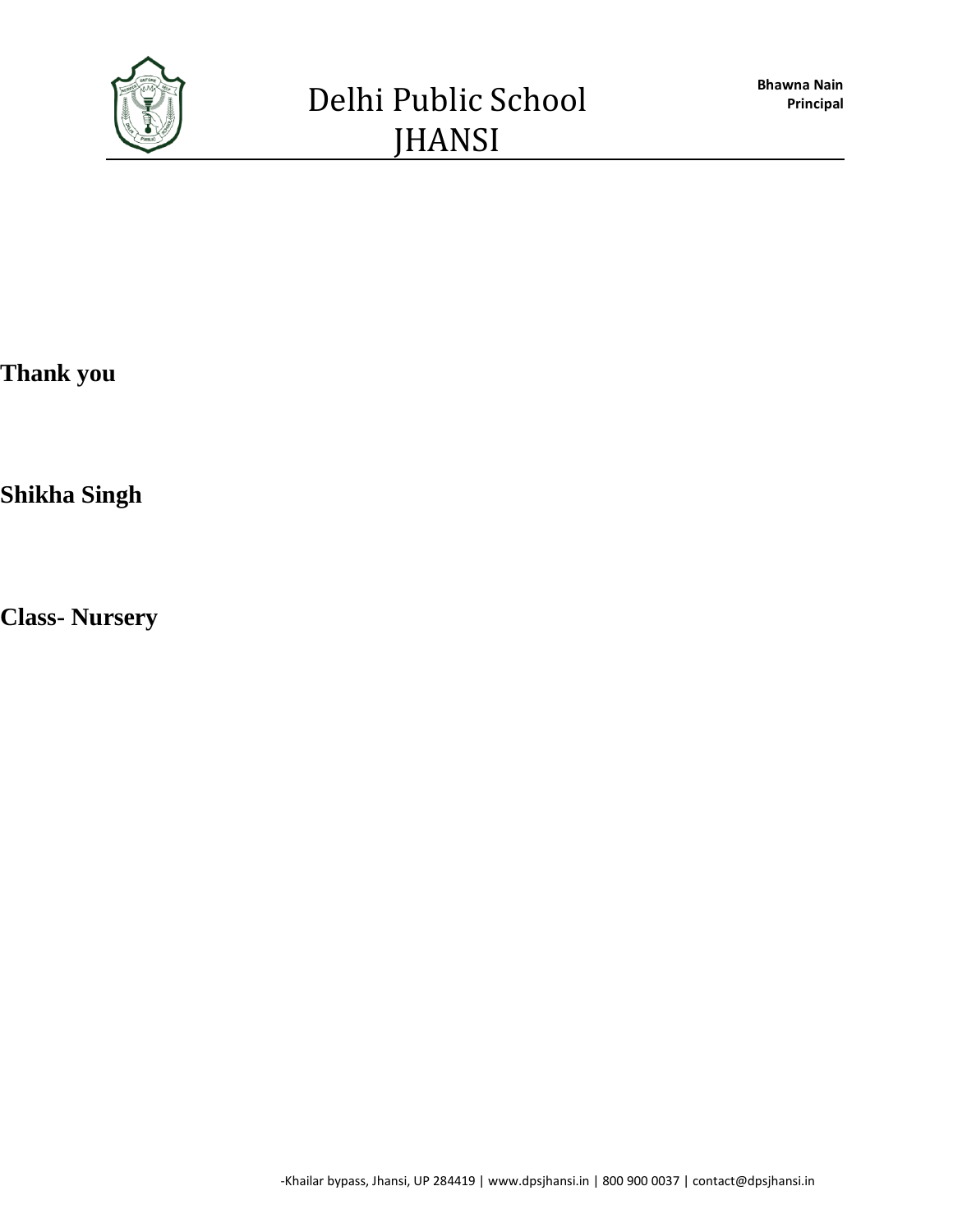**Thank you**

**Shikha Singh**

**Class- Nursery**